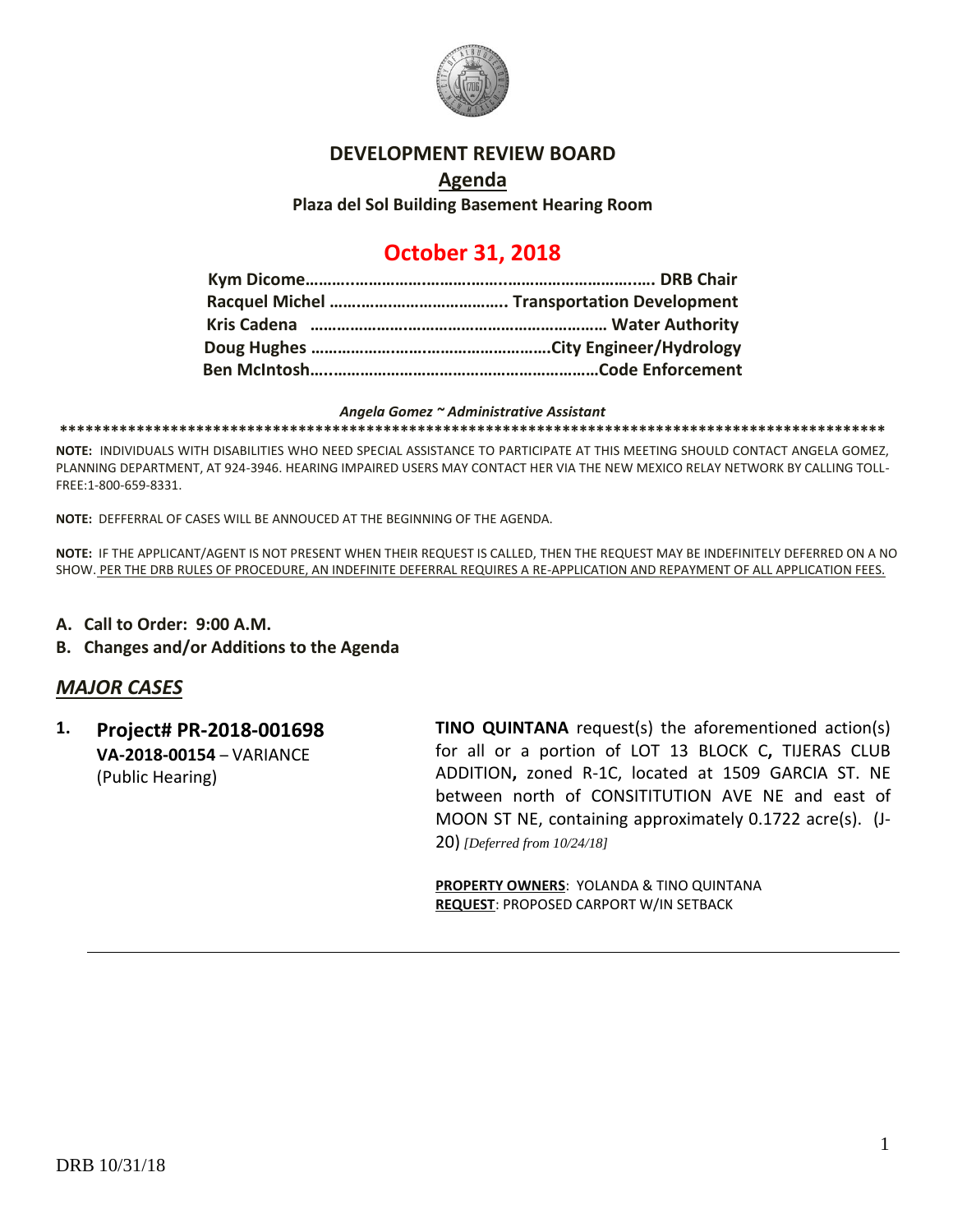# DEVELOPMENT REVIEW BOARD

## Agenda

**Plaza del Sol Building Basement Hearing Room**

## October 31, 2018

**Kym Dicome……….……………………..…………………………….. DRB Chair**
**Racquel Michel ………………………………….. Transportation Development**
**Kris Cadena ………………………………………………………… Water Authority**
**Doug Hughes …………………………………………….City Engineer/Hydrology**
**Ben McIntosh…..…………………………………………………Code Enforcement**

***Angela Gomez ~ Administrative Assistant***

**\*\*\*\*\*\*\*\*\*\*\*\*\*\*\*\*\*\*\*\*\*\*\*\*\*\*\*\*\*\*\*\*\*\*\*\*\*\*\*\*\*\*\*\*\*\*\*\*\*\*\*\*\*\*\*\*\*\*\*\*\*\*\*\*\*\*\*\*\*\*\*\*\*\*\*\*\*\*\*\*\*\*\*\*\*\*\*\*\*\*\*\*\*\*\*\*\*\*\*\***

**NOTE:** INDIVIDUALS WITH DISABILITIES WHO NEED SPECIAL ASSISTANCE TO PARTICIPATE AT THIS MEETING SHOULD CONTACT ANGELA GOMEZ, PLANNING DEPARTMENT, AT 924-3946. HEARING IMPAIRED USERS MAY CONTACT HER VIA THE NEW MEXICO RELAY NETWORK BY CALLING TOLL-FREE:1-800-659-8331.

**NOTE:** DEFFERRAL OF CASES WILL BE ANNOUCED AT THE BEGINNING OF THE AGENDA.

**NOTE:** IF THE APPLICANT/AGENT IS NOT PRESENT WHEN THEIR REQUEST IS CALLED, THEN THE REQUEST MAY BE INDEFINITELY DEFERRED ON A NO SHOW. PER THE DRB RULES OF PROCEDURE, AN INDEFINITE DEFERRAL REQUIRES A RE-APPLICATION AND REPAYMENT OF ALL APPLICATION FEES.

- **A. Call to Order: 9:00 A.M.**
- **B. Changes and/or Additions to the Agenda**

## *MAJOR CASES*

**1. Project# PR-2018-001698**
**VA-2018-00154** – VARIANCE
(Public Hearing)

**TINO QUINTANA** request(s) the aforementioned action(s) for all or a portion of LOT 13 BLOCK C**,** TIJERAS CLUB ADDITION**,** zoned R-1C, located at 1509 GARCIA ST. NE between north of CONSITITUTION AVE NE and east of MOON ST NE, containing approximately 0.1722 acre(s). (J-20) *[Deferred from 10/24/18]*

**PROPERTY OWNERS**: YOLANDA & TINO QUINTANA
**REQUEST**: PROPOSED CARPORT W/IN SETBACK

---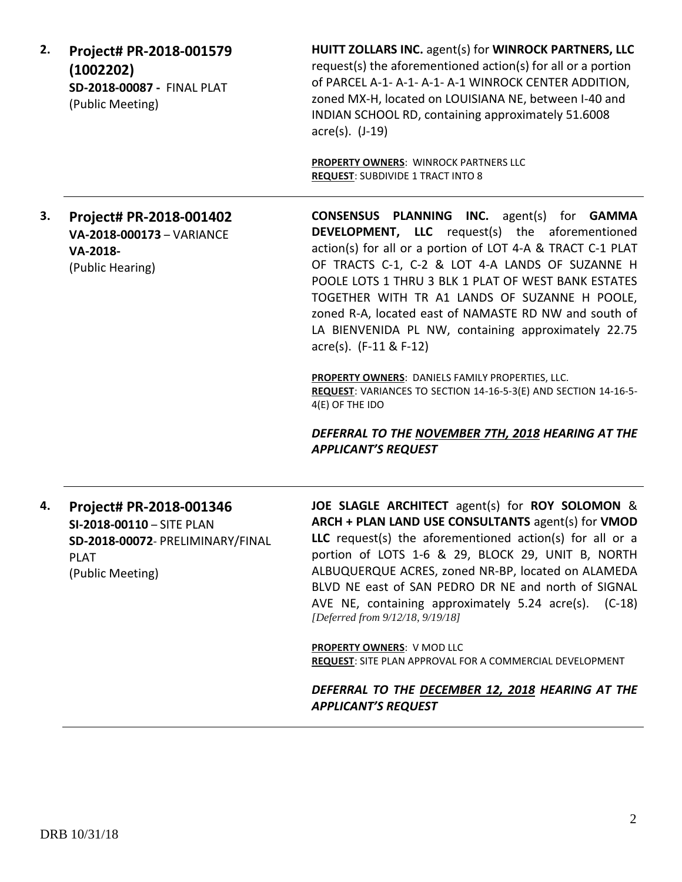**2.** **Project# PR-2018-001579 (1002202)**
**SD-2018-00087 -** FINAL PLAT
(Public Meeting)

**HUITT ZOLLARS INC.** agent(s) for **WINROCK PARTNERS, LLC** request(s) the aforementioned action(s) for all or a portion of PARCEL A-1- A-1- A-1- A-1 WINROCK CENTER ADDITION, zoned MX-H, located on LOUISIANA NE, between I-40 and INDIAN SCHOOL RD, containing approximately 51.6008 acre(s). (J-19)

**PROPERTY OWNERS**: WINROCK PARTNERS LLC
**REQUEST**: SUBDIVIDE 1 TRACT INTO 8

---

**3.** **Project# PR-2018-001402**
**VA-2018-000173** – VARIANCE
**VA-2018-**
(Public Hearing)

**CONSENSUS PLANNING INC.** agent(s) for **GAMMA DEVELOPMENT, LLC** request(s) the aforementioned action(s) for all or a portion of LOT 4-A & TRACT C-1 PLAT OF TRACTS C-1, C-2 & LOT 4-A LANDS OF SUZANNE H POOLE LOTS 1 THRU 3 BLK 1 PLAT OF WEST BANK ESTATES TOGETHER WITH TR A1 LANDS OF SUZANNE H POOLE, zoned R-A, located east of NAMASTE RD NW and south of LA BIENVENIDA PL NW, containing approximately 22.75 acre(s). (F-11 & F-12)

**PROPERTY OWNERS**: DANIELS FAMILY PROPERTIES, LLC.
**REQUEST**: VARIANCES TO SECTION 14-16-5-3(E) AND SECTION 14-16-5-4(E) OF THE IDO

***DEFERRAL TO THE NOVEMBER 7TH, 2018 HEARING AT THE APPLICANT'S REQUEST***

---

**4.** **Project# PR-2018-001346**
**SI-2018-00110** – SITE PLAN
**SD-2018-00072**- PRELIMINARY/FINAL PLAT
(Public Meeting)

**JOE SLAGLE ARCHITECT** agent(s) for **ROY SOLOMON** & **ARCH + PLAN LAND USE CONSULTANTS** agent(s) for **VMOD LLC** request(s) the aforementioned action(s) for all or a portion of LOTS 1-6 & 29, BLOCK 29, UNIT B, NORTH ALBUQUERQUE ACRES, zoned NR-BP, located on ALAMEDA BLVD NE east of SAN PEDRO DR NE and north of SIGNAL AVE NE, containing approximately 5.24 acre(s). (C-18) *[Deferred from 9/12/18, 9/19/18]*

**PROPERTY OWNERS**: V MOD LLC
**REQUEST**: SITE PLAN APPROVAL FOR A COMMERCIAL DEVELOPMENT

***DEFERRAL TO THE DECEMBER 12, 2018 HEARING AT THE APPLICANT'S REQUEST***

---

DRB 10/31/18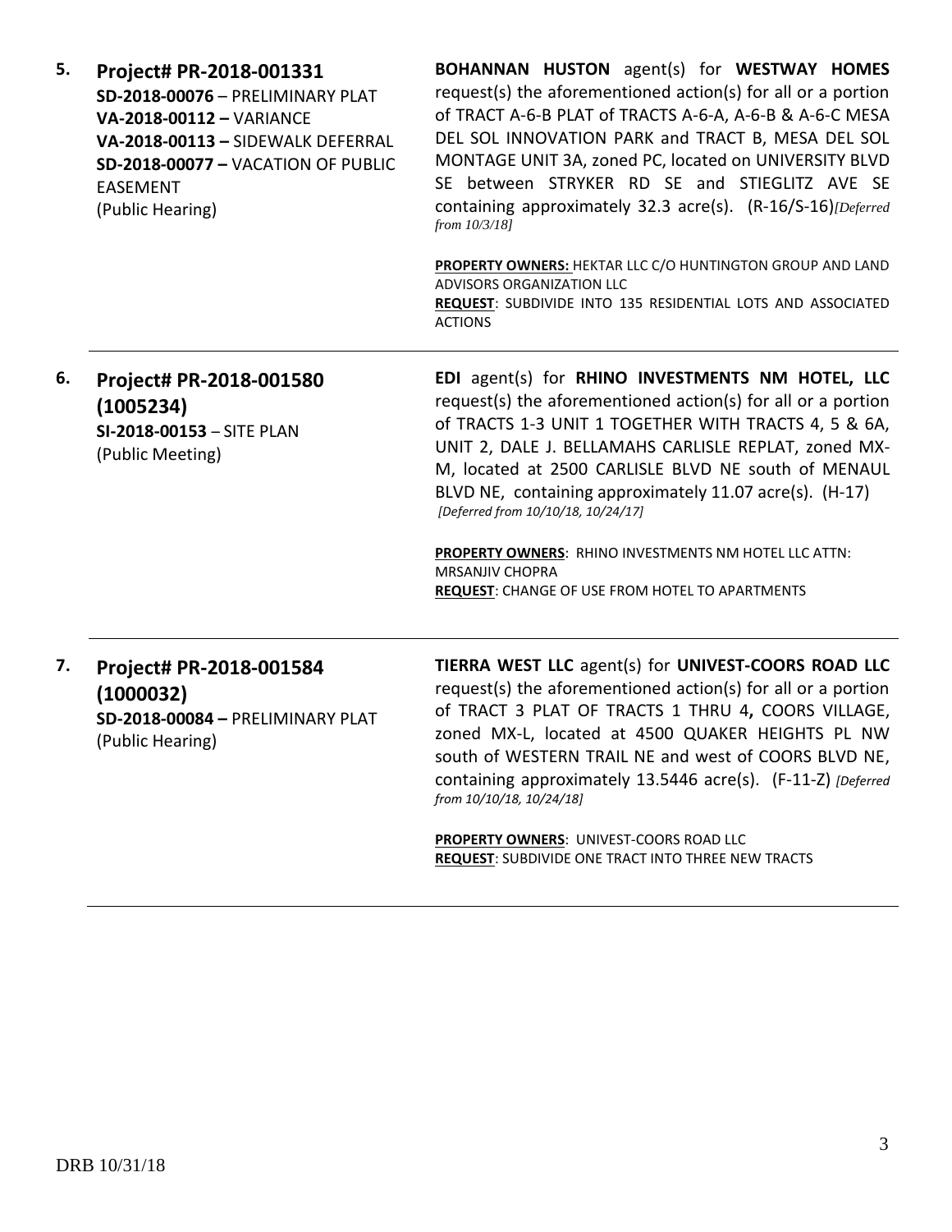5. **Project# PR-2018-001331**
**SD-2018-00076** – PRELIMINARY PLAT
**VA-2018-00112 –** VARIANCE
**VA-2018-00113 –** SIDEWALK DEFERRAL
**SD-2018-00077 –** VACATION OF PUBLIC EASEMENT
(Public Hearing)

**BOHANNAN HUSTON** agent(s) for **WESTWAY HOMES** request(s) the aforementioned action(s) for all or a portion of TRACT A-6-B PLAT of TRACTS A-6-A, A-6-B & A-6-C MESA DEL SOL INNOVATION PARK and TRACT B, MESA DEL SOL MONTAGE UNIT 3A, zoned PC, located on UNIVERSITY BLVD SE between STRYKER RD SE and STIEGLITZ AVE SE containing approximately 32.3 acre(s). (R-16/S-16) *[Deferred from 10/3/18]*

**PROPERTY OWNERS:** HEKTAR LLC C/O HUNTINGTON GROUP AND LAND ADVISORS ORGANIZATION LLC
**REQUEST**: SUBDIVIDE INTO 135 RESIDENTIAL LOTS AND ASSOCIATED ACTIONS

---

6. **Project# PR-2018-001580 (1005234)**
**SI-2018-00153** – SITE PLAN
(Public Meeting)

**EDI** agent(s) for **RHINO INVESTMENTS NM HOTEL, LLC** request(s) the aforementioned action(s) for all or a portion of TRACTS 1-3 UNIT 1 TOGETHER WITH TRACTS 4, 5 & 6A, UNIT 2, DALE J. BELLAMAHS CARLISLE REPLAT, zoned MX-M, located at 2500 CARLISLE BLVD NE south of MENAUL BLVD NE, containing approximately 11.07 acre(s). (H-17) *[Deferred from 10/10/18, 10/24/17]*

**PROPERTY OWNERS**: RHINO INVESTMENTS NM HOTEL LLC ATTN: MRSANJIV CHOPRA
**REQUEST**: CHANGE OF USE FROM HOTEL TO APARTMENTS

---

7. **Project# PR-2018-001584 (1000032)**
**SD-2018-00084 –** PRELIMINARY PLAT
(Public Hearing)

**TIERRA WEST LLC** agent(s) for **UNIVEST-COORS ROAD LLC** request(s) the aforementioned action(s) for all or a portion of TRACT 3 PLAT OF TRACTS 1 THRU 4**,** COORS VILLAGE, zoned MX-L, located at 4500 QUAKER HEIGHTS PL NW south of WESTERN TRAIL NE and west of COORS BLVD NE, containing approximately 13.5446 acre(s). (F-11-Z) *[Deferred from 10/10/18, 10/24/18]*

**PROPERTY OWNERS**: UNIVEST-COORS ROAD LLC
**REQUEST**: SUBDIVIDE ONE TRACT INTO THREE NEW TRACTS

---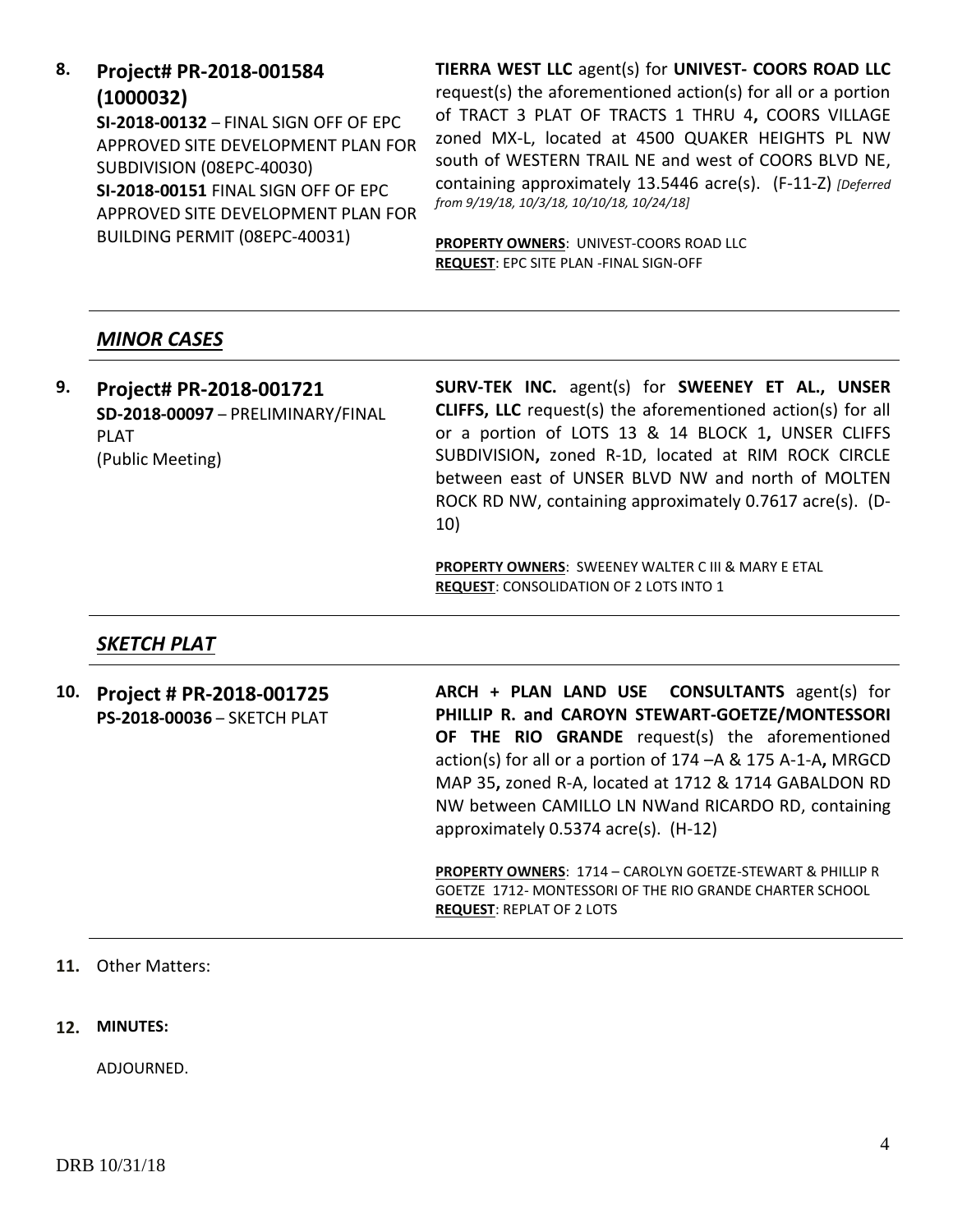**8. Project# PR-2018-001584 (1000032)**

**SI-2018-00132** – FINAL SIGN OFF OF EPC APPROVED SITE DEVELOPMENT PLAN FOR SUBDIVISION (08EPC-40030)
**SI-2018-00151** FINAL SIGN OFF OF EPC APPROVED SITE DEVELOPMENT PLAN FOR BUILDING PERMIT (08EPC-40031)

**TIERRA WEST LLC** agent(s) for **UNIVEST- COORS ROAD LLC** request(s) the aforementioned action(s) for all or a portion of TRACT 3 PLAT OF TRACTS 1 THRU 4**,** COORS VILLAGE zoned MX-L, located at 4500 QUAKER HEIGHTS PL NW south of WESTERN TRAIL NE and west of COORS BLVD NE, containing approximately 13.5446 acre(s). (F-11-Z) *[Deferred from 9/19/18, 10/3/18, 10/10/18, 10/24/18]*

**PROPERTY OWNERS**: UNIVEST-COORS ROAD LLC
**REQUEST**: EPC SITE PLAN -FINAL SIGN-OFF

## *MINOR CASES*

**9. Project# PR-2018-001721**

**SD-2018-00097** – PRELIMINARY/FINAL PLAT
(Public Meeting)

**SURV-TEK INC.** agent(s) for **SWEENEY ET AL., UNSER CLIFFS, LLC** request(s) the aforementioned action(s) for all or a portion of LOTS 13 & 14 BLOCK 1**,** UNSER CLIFFS SUBDIVISION**,** zoned R-1D, located at RIM ROCK CIRCLE between east of UNSER BLVD NW and north of MOLTEN ROCK RD NW, containing approximately 0.7617 acre(s). (D-10)

**PROPERTY OWNERS**: SWEENEY WALTER C III & MARY E ETAL
**REQUEST**: CONSOLIDATION OF 2 LOTS INTO 1

## *SKETCH PLAT*

**10. Project # PR-2018-001725**

**PS-2018-00036** – SKETCH PLAT

**ARCH + PLAN LAND USE CONSULTANTS** agent(s) for **PHILLIP R. and CAROYN STEWART-GOETZE/MONTESSORI OF THE RIO GRANDE** request(s) the aforementioned action(s) for all or a portion of 174 –A & 175 A-1-A**,** MRGCD MAP 35**,** zoned R-A, located at 1712 & 1714 GABALDON RD NW between CAMILLO LN NWand RICARDO RD, containing approximately 0.5374 acre(s). (H-12)

**PROPERTY OWNERS**: 1714 – CAROLYN GOETZE-STEWART & PHILLIP R GOETZE 1712- MONTESSORI OF THE RIO GRANDE CHARTER SCHOOL
**REQUEST**: REPLAT OF 2 LOTS

**11.** Other Matters:

**12. MINUTES:**

ADJOURNED.

DRB 10/31/18